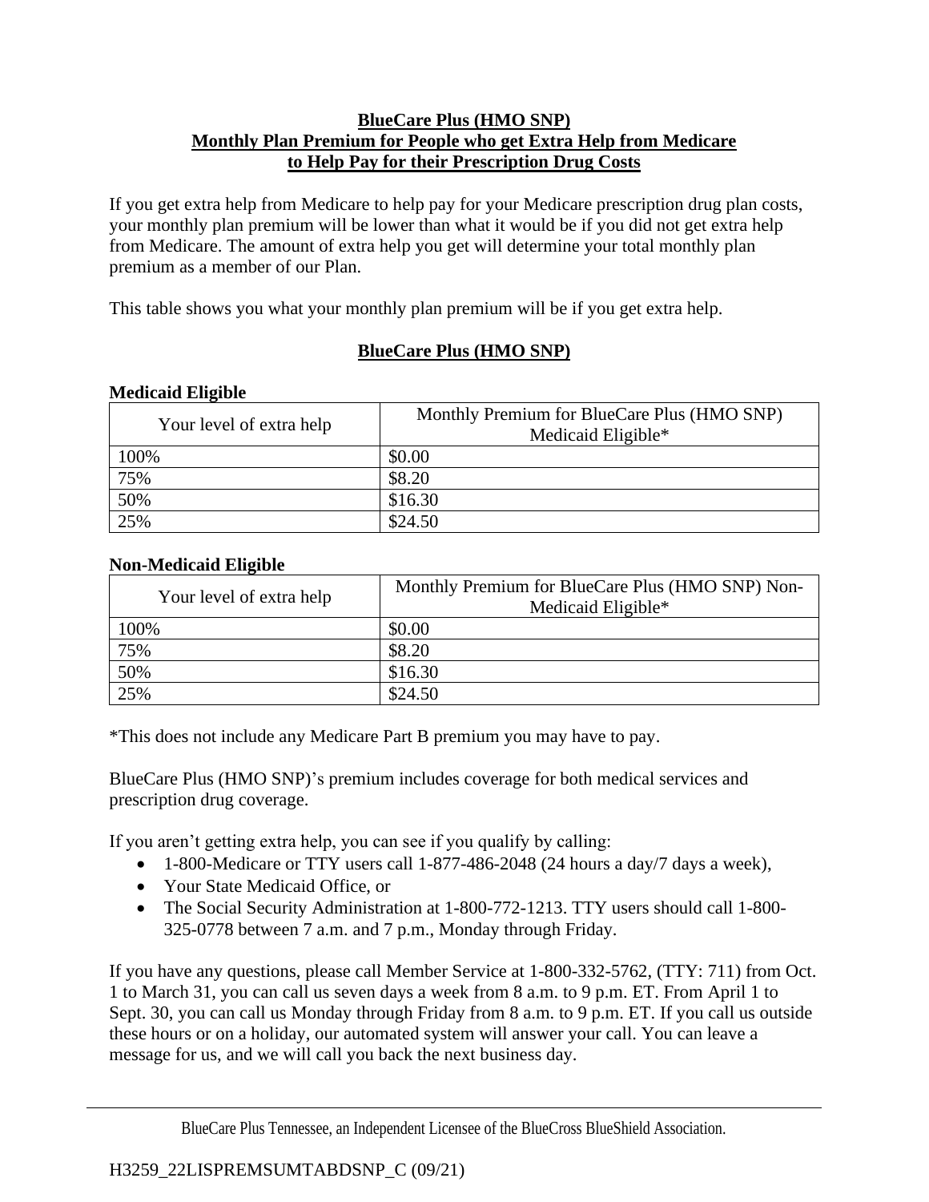**BlueCare Plus (HMO SNP)**
**Monthly Plan Premium for People who get Extra Help from Medicare to Help Pay for their Prescription Drug Costs**

If you get extra help from Medicare to help pay for your Medicare prescription drug plan costs, your monthly plan premium will be lower than what it would be if you did not get extra help from Medicare. The amount of extra help you get will determine your total monthly plan premium as a member of our Plan.

This table shows you what your monthly plan premium will be if you get extra help.

**BlueCare Plus (HMO SNP)**

**Medicaid Eligible**

| Your level of extra help | Monthly Premium for BlueCare Plus (HMO SNP) Medicaid Eligible* |
|---|---|
| 100% | $0.00 |
| 75% | $8.20 |
| 50% | $16.30 |
| 25% | $24.50 |

**Non-Medicaid Eligible**

| Your level of extra help | Monthly Premium for BlueCare Plus (HMO SNP) Non-Medicaid Eligible* |
|---|---|
| 100% | $0.00 |
| 75% | $8.20 |
| 50% | $16.30 |
| 25% | $24.50 |

*This does not include any Medicare Part B premium you may have to pay.

BlueCare Plus (HMO SNP)'s premium includes coverage for both medical services and prescription drug coverage.

If you aren't getting extra help, you can see if you qualify by calling:

- 1-800-Medicare or TTY users call 1-877-486-2048 (24 hours a day/7 days a week),
- Your State Medicaid Office, or
- The Social Security Administration at 1-800-772-1213. TTY users should call 1-800-325-0778 between 7 a.m. and 7 p.m., Monday through Friday.

If you have any questions, please call Member Service at 1-800-332-5762, (TTY: 711) from Oct. 1 to March 31, you can call us seven days a week from 8 a.m. to 9 p.m. ET. From April 1 to Sept. 30, you can call us Monday through Friday from 8 a.m. to 9 p.m. ET. If you call us outside these hours or on a holiday, our automated system will answer your call. You can leave a message for us, and we will call you back the next business day.

BlueCare Plus Tennessee, an Independent Licensee of the BlueCross BlueShield Association.

H3259_22LISPREMSUMTABDSNP_C (09/21)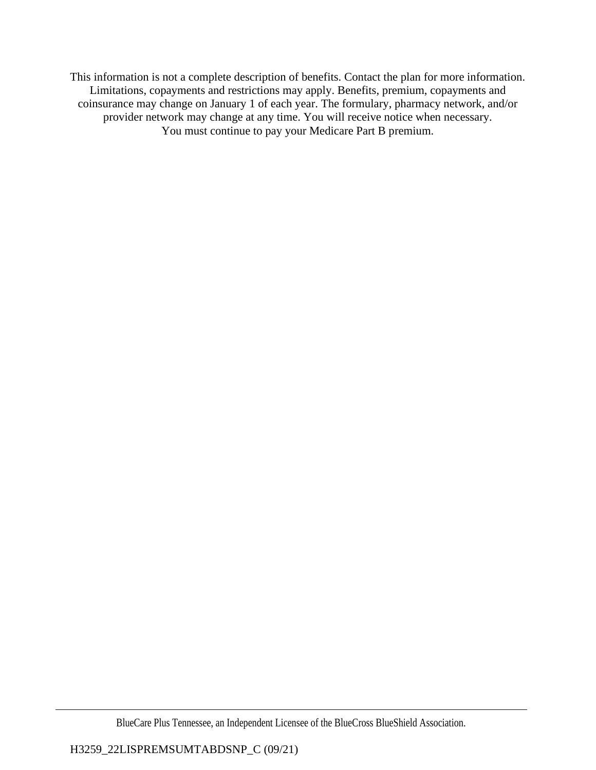This information is not a complete description of benefits. Contact the plan for more information. Limitations, copayments and restrictions may apply. Benefits, premium, copayments and coinsurance may change on January 1 of each year. The formulary, pharmacy network, and/or provider network may change at any time. You will receive notice when necessary. You must continue to pay your Medicare Part B premium.

---

BlueCare Plus Tennessee, an Independent Licensee of the BlueCross BlueShield Association.

H3259_22LISPREMSUMTABDSNP_C (09/21)